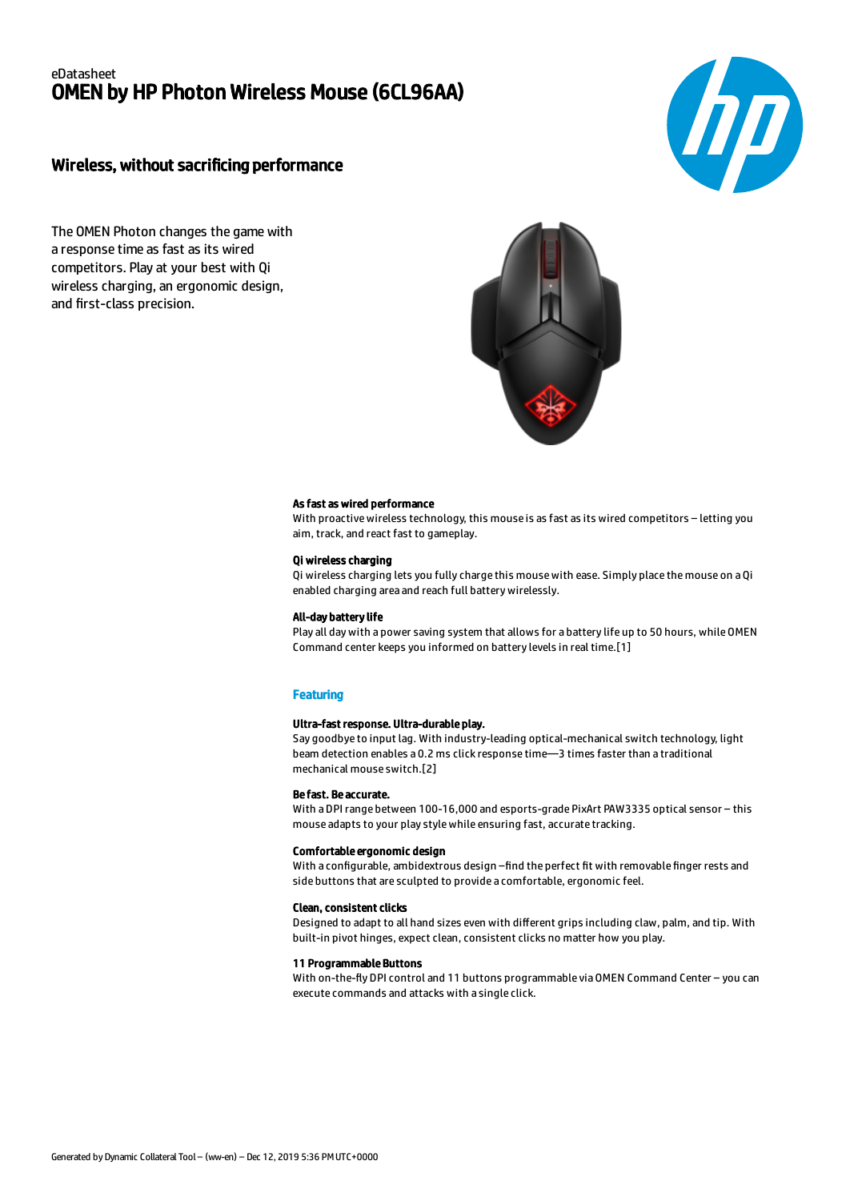eDatasheet

# OMEN by HP Photon Wireless Mouse (6CL96AA)

## Wireless, without sacrificing performance

The OMEN Photon changes the game with a response time as fast as its wired competitors. Play at your best with Qi wireless charging, an ergonomic design, and first-class precision.

**As fast as wired performance**

With proactive wireless technology, this mouse is as fast as its wired competitors – letting you aim, track, and react fast to gameplay.

**Qi wireless charging**

Qi wireless charging lets you fully charge this mouse with ease. Simply place the mouse on a Qi enabled charging area and reach full battery wirelessly.

**All-day battery life**

Play all day with a power saving system that allows for a battery life up to 50 hours, while OMEN Command center keeps you informed on battery levels in real time.[1]

### Featuring

**Ultra-fast response. Ultra-durable play.**

Say goodbye to input lag. With industry-leading optical-mechanical switch technology, light beam detection enables a 0.2 ms click response time—3 times faster than a traditional mechanical mouse switch.[2]

**Be fast. Be accurate.**

With a DPI range between 100-16,000 and esports-grade PixArt PAW3335 optical sensor – this mouse adapts to your play style while ensuring fast, accurate tracking.

**Comfortable ergonomic design**

With a configurable, ambidextrous design –find the perfect fit with removable finger rests and side buttons that are sculpted to provide a comfortable, ergonomic feel.

**Clean, consistent clicks**

Designed to adapt to all hand sizes even with different grips including claw, palm, and tip. With built-in pivot hinges, expect clean, consistent clicks no matter how you play.

**11 Programmable Buttons**

With on-the-fly DPI control and 11 buttons programmable via OMEN Command Center – you can execute commands and attacks with a single click.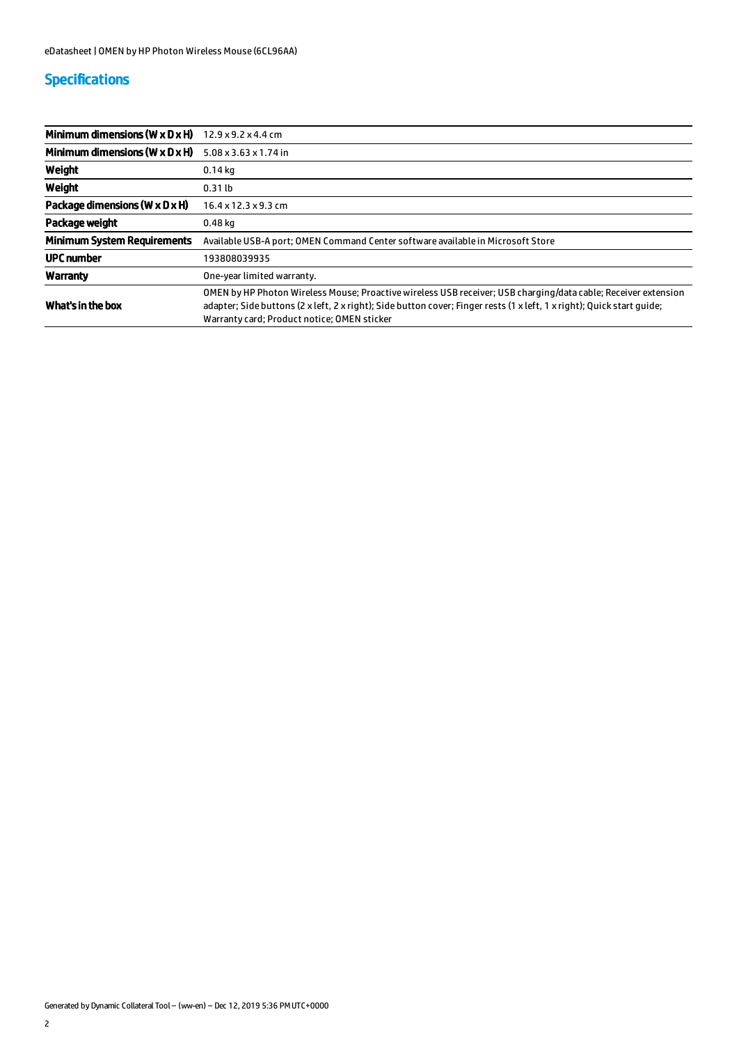## Specifications

| | |
|---|---|
| **Minimum dimensions (W x D x H)** | 12.9 x 9.2 x 4.4 cm |
| **Minimum dimensions (W x D x H)** | 5.08 x 3.63 x 1.74 in |
| **Weight** | 0.14 kg |
| **Weight** | 0.31 lb |
| **Package dimensions (W x D x H)** | 16.4 x 12.3 x 9.3 cm |
| **Package weight** | 0.48 kg |
| **Minimum System Requirements** | Available USB-A port; OMEN Command Center software available in Microsoft Store |
| **UPC number** | 193808039935 |
| **Warranty** | One-year limited warranty. |
| **What's in the box** | OMEN by HP Photon Wireless Mouse; Proactive wireless USB receiver; USB charging/data cable; Receiver extension adapter; Side buttons (2 x left, 2 x right); Side button cover; Finger rests (1 x left, 1 x right); Quick start guide; Warranty card; Product notice; OMEN sticker |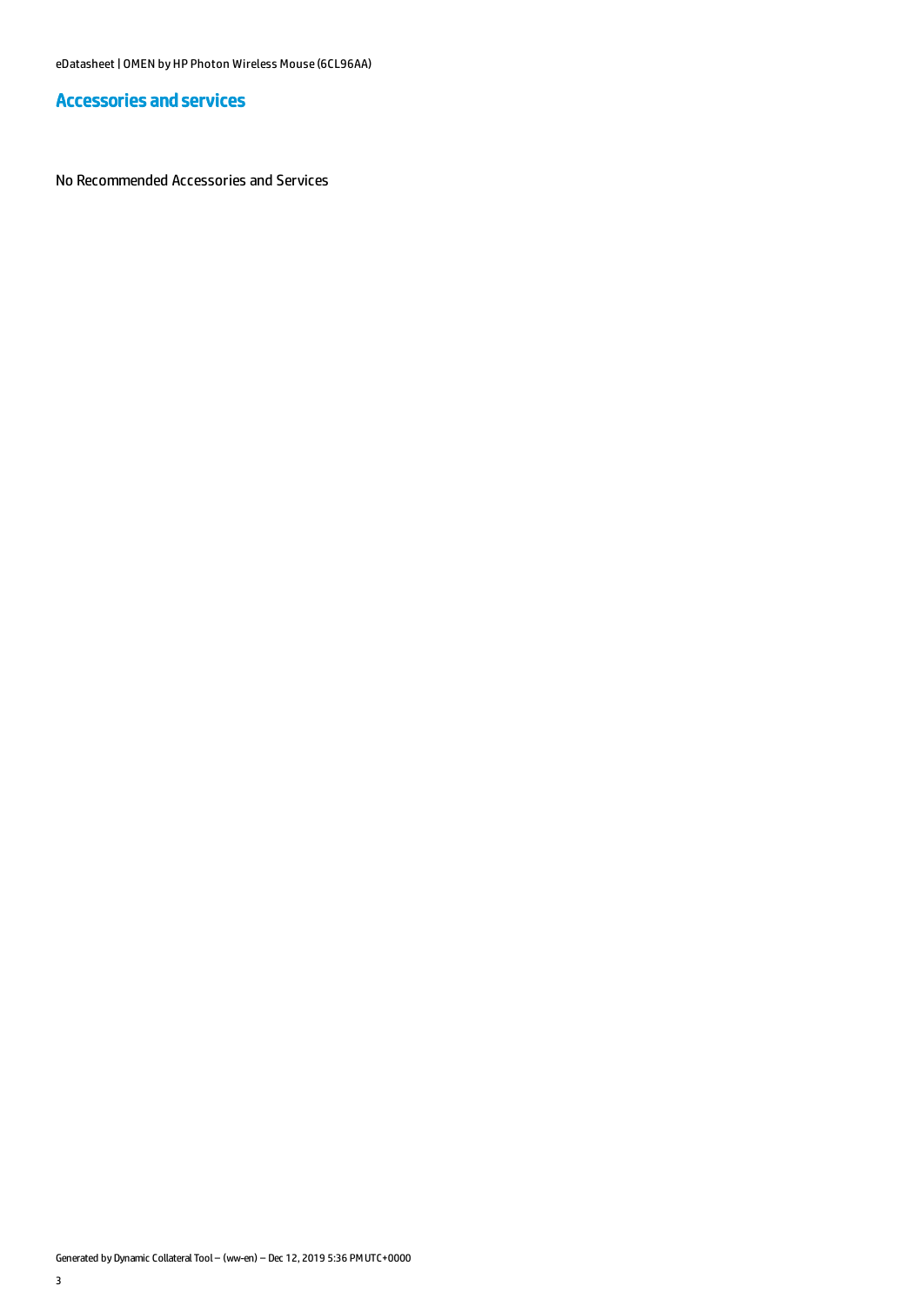## Accessories and services

No Recommended Accessories and Services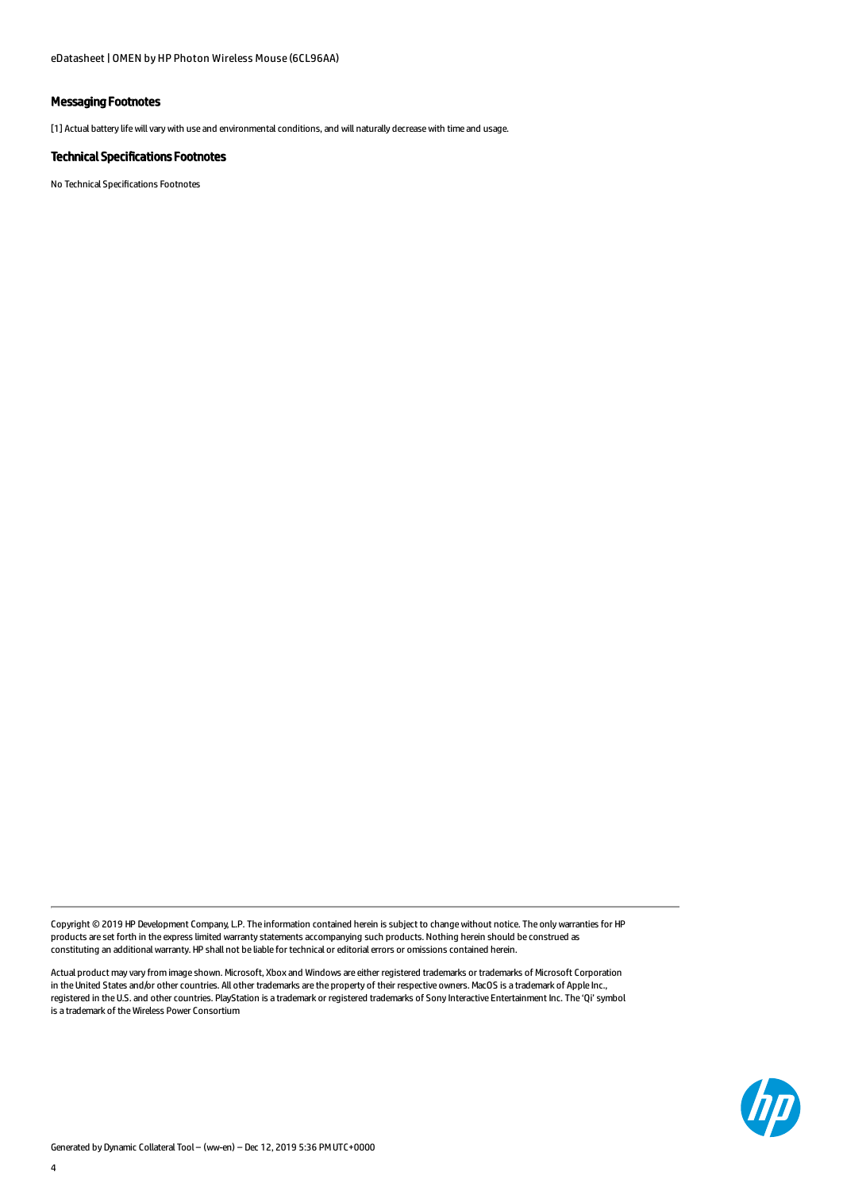## Messaging Footnotes

[1] Actual battery life will vary with use and environmental conditions, and will naturally decrease with time and usage.

## Technical Specifications Footnotes

No Technical Specifications Footnotes

Copyright © 2019 HP Development Company, L.P. The information contained herein is subject to change without notice. The only warranties for HP products are set forth in the express limited warranty statements accompanying such products. Nothing herein should be construed as constituting an additional warranty. HP shall not be liable for technical or editorial errors or omissions contained herein.

Actual product may vary from image shown. Microsoft, Xbox and Windows are either registered trademarks or trademarks of Microsoft Corporation in the United States and/or other countries. All other trademarks are the property of their respective owners. MacOS is a trademark of Apple Inc., registered in the U.S. and other countries. PlayStation is a trademark or registered trademarks of Sony Interactive Entertainment Inc. The 'Qi' symbol is a trademark of the Wireless Power Consortium

Generated by Dynamic Collateral Tool – (ww-en) – Dec 12, 2019 5:36 PM UTC+0000